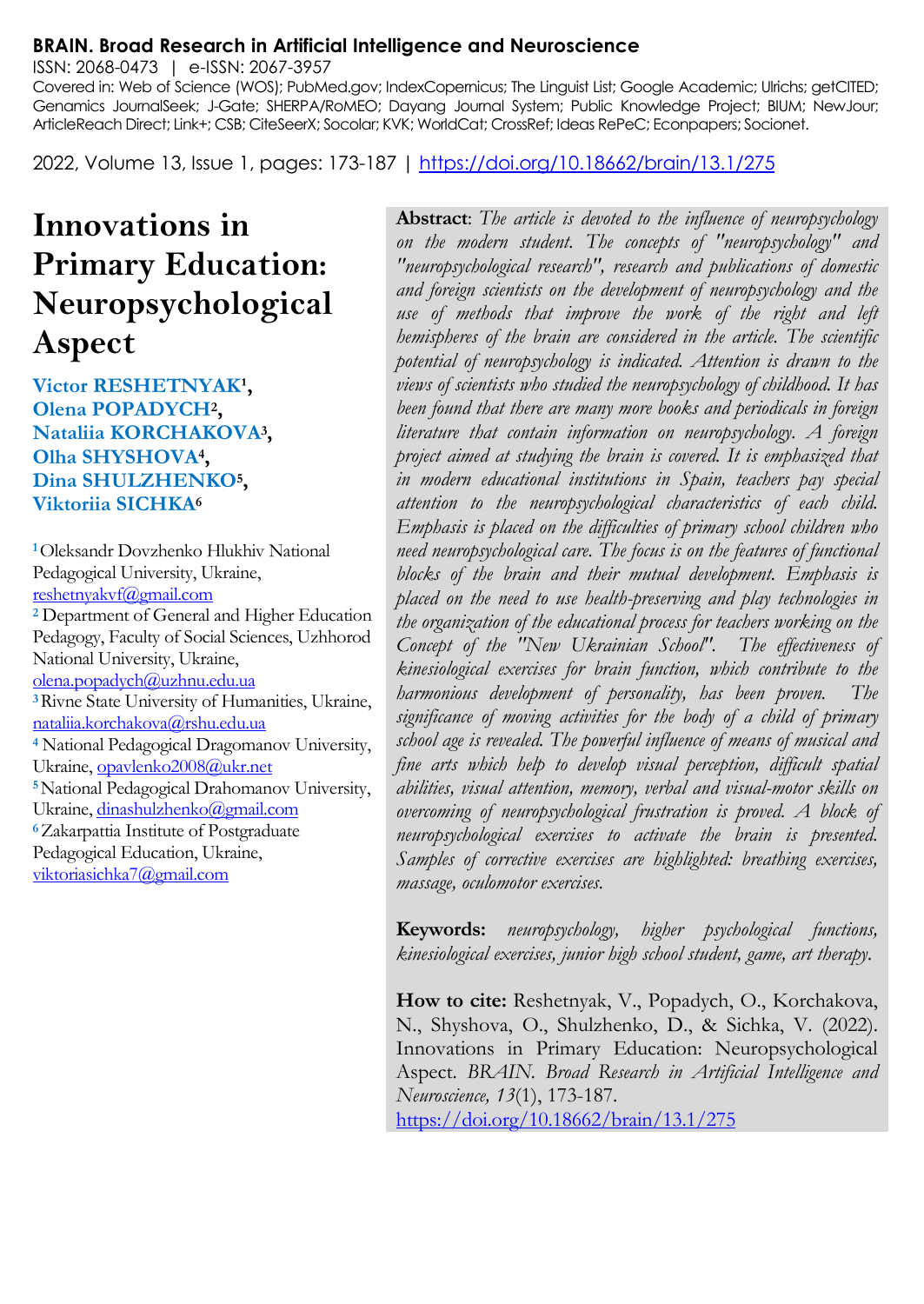**BRAIN. Broad Research in Artificial Intelligence and Neuroscience**

ISSN: 2068-0473 | e-ISSN: 2067-3957

Covered in: Web of Science (WOS); PubMed.gov; IndexCopernicus; The Linguist List; Google Academic; Ulrichs; getCITED; Genamics JournalSeek; J-Gate; SHERPA/RoMEO; Dayang Journal System; Public Knowledge Project; BIUM; NewJour; ArticleReach Direct; Link+; CSB; CiteSeerX; Socolar; KVK; WorldCat; CrossRef; Ideas RePeC; Econpapers; Socionet.

2022, Volume 13, Issue 1, pages: 173-187 | https://doi.org/10.18662/brain/13.1/275

# Innovations in Primary Education: Neuropsychological Aspect

**Victor RESHETNYAK[1], Olena POPADYCH[2], Nataliia KORCHAKOVA[3], Olha SHYSHOVA[4], Dina SHULZHENKO[5], Viktoriia SICHKA[6]**

[1] Oleksandr Dovzhenko Hlukhiv National Pedagogical University, Ukraine, reshetnyakvf@gmail.com

[2] Department of General and Higher Education Pedagogy, Faculty of Social Sciences, Uzhhorod National University, Ukraine, olena.popadych@uzhnu.edu.ua

[3] Rivne State University of Humanities, Ukraine, nataliia.korchakova@rshu.edu.ua

[4] National Pedagogical Dragomanov University, Ukraine, opavlenko2008@ukr.net

[5] National Pedagogical Drahomanov University, Ukraine, dinashulzhenko@gmail.com

[6] Zakarpattia Institute of Postgraduate Pedagogical Education, Ukraine, viktoriasichka7@gmail.com

**Abstract**: *The article is devoted to the influence of neuropsychology on the modern student. The concepts of "neuropsychology" and "neuropsychological research", research and publications of domestic and foreign scientists on the development of neuropsychology and the use of methods that improve the work of the right and left hemispheres of the brain are considered in the article. The scientific potential of neuropsychology is indicated. Attention is drawn to the views of scientists who studied the neuropsychology of childhood. It has been found that there are many more books and periodicals in foreign literature that contain information on neuropsychology. A foreign project aimed at studying the brain is covered. It is emphasized that in modern educational institutions in Spain, teachers pay special attention to the neuropsychological characteristics of each child. Emphasis is placed on the difficulties of primary school children who need neuropsychological care. The focus is on the features of functional blocks of the brain and their mutual development. Emphasis is placed on the need to use health-preserving and play technologies in the organization of the educational process for teachers working on the Concept of the "New Ukrainian School". The effectiveness of kinesiological exercises for brain function, which contribute to the harmonious development of personality, has been proven. The significance of moving activities for the body of a child of primary school age is revealed. The powerful influence of means of musical and fine arts which help to develop visual perception, difficult spatial abilities, visual attention, memory, verbal and visual-motor skills on overcoming of neuropsychological frustration is proved. A block of neuropsychological exercises to activate the brain is presented. Samples of corrective exercises are highlighted: breathing exercises, massage, oculomotor exercises.*

**Keywords:** *neuropsychology, higher psychological functions, kinesiological exercises, junior high school student, game, art therapy.*

**How to cite:** Reshetnyak, V., Popadych, O., Korchakova, N., Shyshova, O., Shulzhenko, D., & Sichka, V. (2022). Innovations in Primary Education: Neuropsychological Aspect. *BRAIN. Broad Research in Artificial Intelligence and Neuroscience, 13*(1), 173-187. https://doi.org/10.18662/brain/13.1/275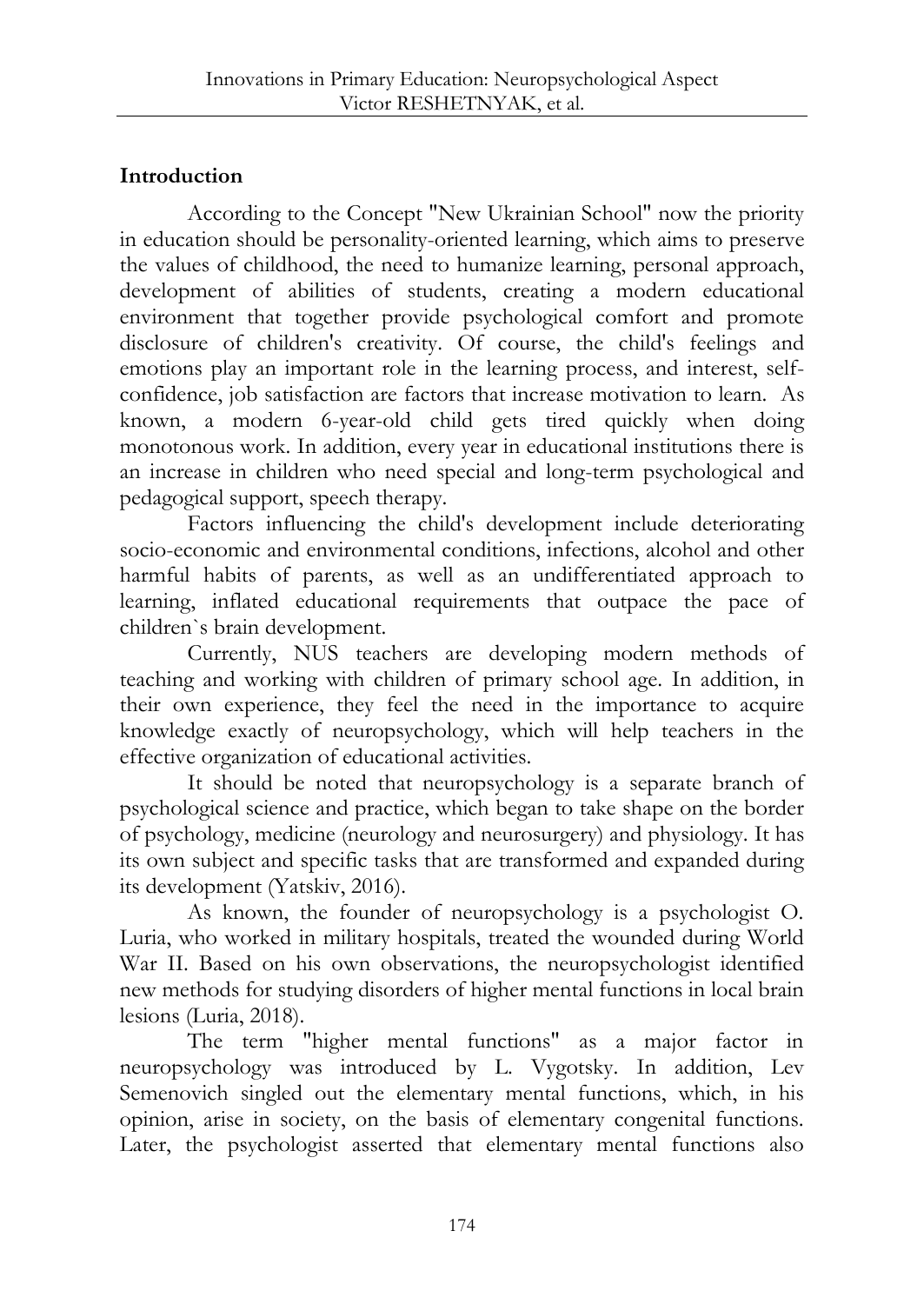## Introduction

According to the Concept "New Ukrainian School" now the priority in education should be personality-oriented learning, which aims to preserve the values of childhood, the need to humanize learning, personal approach, development of abilities of students, creating a modern educational environment that together provide psychological comfort and promote disclosure of children's creativity. Of course, the child's feelings and emotions play an important role in the learning process, and interest, self-confidence, job satisfaction are factors that increase motivation to learn. As known, a modern 6-year-old child gets tired quickly when doing monotonous work. In addition, every year in educational institutions there is an increase in children who need special and long-term psychological and pedagogical support, speech therapy.

Factors influencing the child's development include deteriorating socio-economic and environmental conditions, infections, alcohol and other harmful habits of parents, as well as an undifferentiated approach to learning, inflated educational requirements that outpace the pace of children`s brain development.

Currently, NUS teachers are developing modern methods of teaching and working with children of primary school age. In addition, in their own experience, they feel the need in the importance to acquire knowledge exactly of neuropsychology, which will help teachers in the effective organization of educational activities.

It should be noted that neuropsychology is a separate branch of psychological science and practice, which began to take shape on the border of psychology, medicine (neurology and neurosurgery) and physiology. It has its own subject and specific tasks that are transformed and expanded during its development (Yatskiv, 2016).

As known, the founder of neuropsychology is a psychologist O. Luria, who worked in military hospitals, treated the wounded during World War II. Based on his own observations, the neuropsychologist identified new methods for studying disorders of higher mental functions in local brain lesions (Luria, 2018).

The term "higher mental functions" as a major factor in neuropsychology was introduced by L. Vygotsky. In addition, Lev Semenovich singled out the elementary mental functions, which, in his opinion, arise in society, on the basis of elementary congenital functions. Later, the psychologist asserted that elementary mental functions also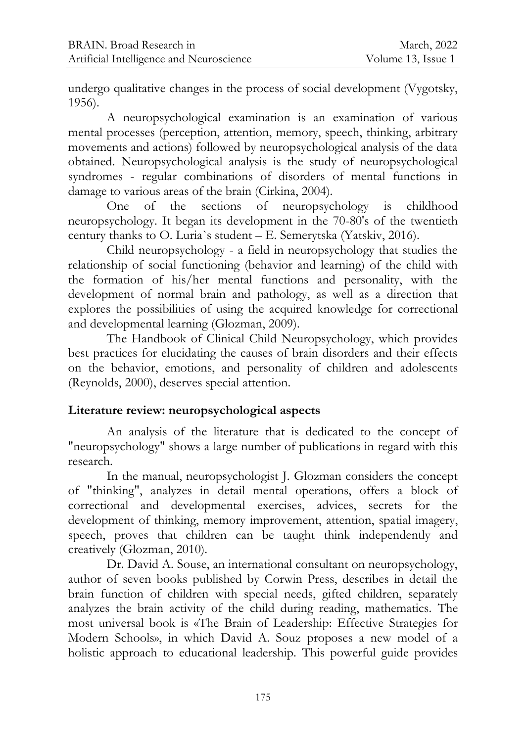undergo qualitative changes in the process of social development (Vygotsky, 1956).

A neuropsychological examination is an examination of various mental processes (perception, attention, memory, speech, thinking, arbitrary movements and actions) followed by neuropsychological analysis of the data obtained. Neuropsychological analysis is the study of neuropsychological syndromes - regular combinations of disorders of mental functions in damage to various areas of the brain (Cirkina, 2004).

One of the sections of neuropsychology is childhood neuropsychology. It began its development in the 70-80's of the twentieth century thanks to O. Luria`s student – E. Semerytska (Yatskiv, 2016).

Child neuropsychology - a field in neuropsychology that studies the relationship of social functioning (behavior and learning) of the child with the formation of his/her mental functions and personality, with the development of normal brain and pathology, as well as a direction that explores the possibilities of using the acquired knowledge for correctional and developmental learning (Glozman, 2009).

The Handbook of Clinical Child Neuropsychology, which provides best practices for elucidating the causes of brain disorders and their effects on the behavior, emotions, and personality of children and adolescents (Reynolds, 2000), deserves special attention.

## Literature review: neuropsychological aspects

An analysis of the literature that is dedicated to the concept of "neuropsychology" shows a large number of publications in regard with this research.

In the manual, neuropsychologist J. Glozman considers the concept of "thinking", analyzes in detail mental operations, offers a block of correctional and developmental exercises, advices, secrets for the development of thinking, memory improvement, attention, spatial imagery, speech, proves that children can be taught think independently and creatively (Glozman, 2010).

Dr. David A. Souse, an international consultant on neuropsychology, author of seven books published by Corwin Press, describes in detail the brain function of children with special needs, gifted children, separately analyzes the brain activity of the child during reading, mathematics. The most universal book is «The Brain of Leadership: Effective Strategies for Modern Schools», in which David A. Souz proposes a new model of a holistic approach to educational leadership. This powerful guide provides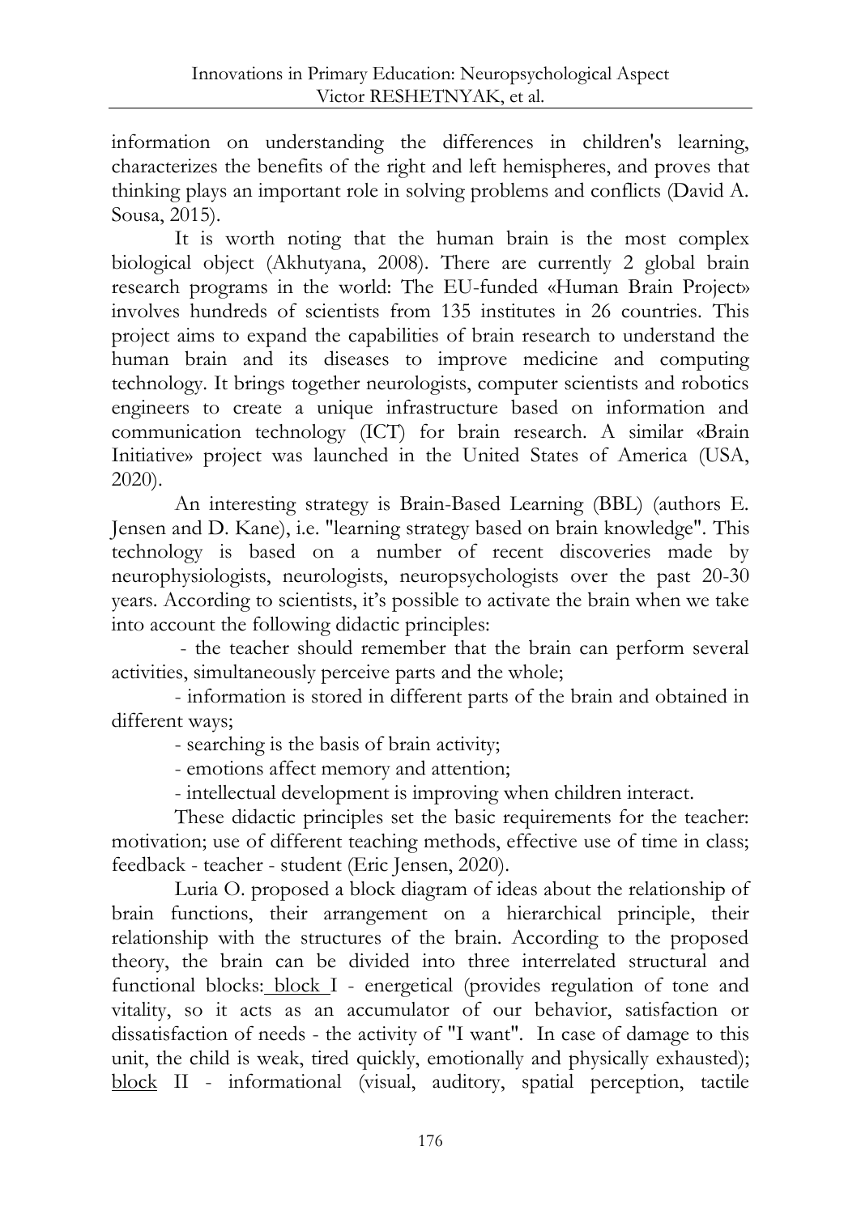information on understanding the differences in children's learning, characterizes the benefits of the right and left hemispheres, and proves that thinking plays an important role in solving problems and conflicts (David A. Sousa, 2015).

It is worth noting that the human brain is the most complex biological object (Akhutyana, 2008). There are currently 2 global brain research programs in the world: The EU-funded «Human Brain Project» involves hundreds of scientists from 135 institutes in 26 countries. This project aims to expand the capabilities of brain research to understand the human brain and its diseases to improve medicine and computing technology. It brings together neurologists, computer scientists and robotics engineers to create a unique infrastructure based on information and communication technology (ICT) for brain research. A similar «Brain Initiative» project was launched in the United States of America (USA, 2020).

An interesting strategy is Brain-Based Learning (BBL) (authors E. Jensen and D. Kane), i.e. "learning strategy based on brain knowledge". This technology is based on a number of recent discoveries made by neurophysiologists, neurologists, neuropsychologists over the past 20-30 years. According to scientists, it's possible to activate the brain when we take into account the following didactic principles:

- the teacher should remember that the brain can perform several activities, simultaneously perceive parts and the whole;
- information is stored in different parts of the brain and obtained in different ways;
- searching is the basis of brain activity;
- emotions affect memory and attention;
- intellectual development is improving when children interact.

These didactic principles set the basic requirements for the teacher: motivation; use of different teaching methods, effective use of time in class; feedback - teacher - student (Eric Jensen, 2020).

Luria O. proposed a block diagram of ideas about the relationship of brain functions, their arrangement on a hierarchical principle, their relationship with the structures of the brain. According to the proposed theory, the brain can be divided into three interrelated structural and functional blocks: block I - energetical (provides regulation of tone and vitality, so it acts as an accumulator of our behavior, satisfaction or dissatisfaction of needs - the activity of "I want". In case of damage to this unit, the child is weak, tired quickly, emotionally and physically exhausted); block II - informational (visual, auditory, spatial perception, tactile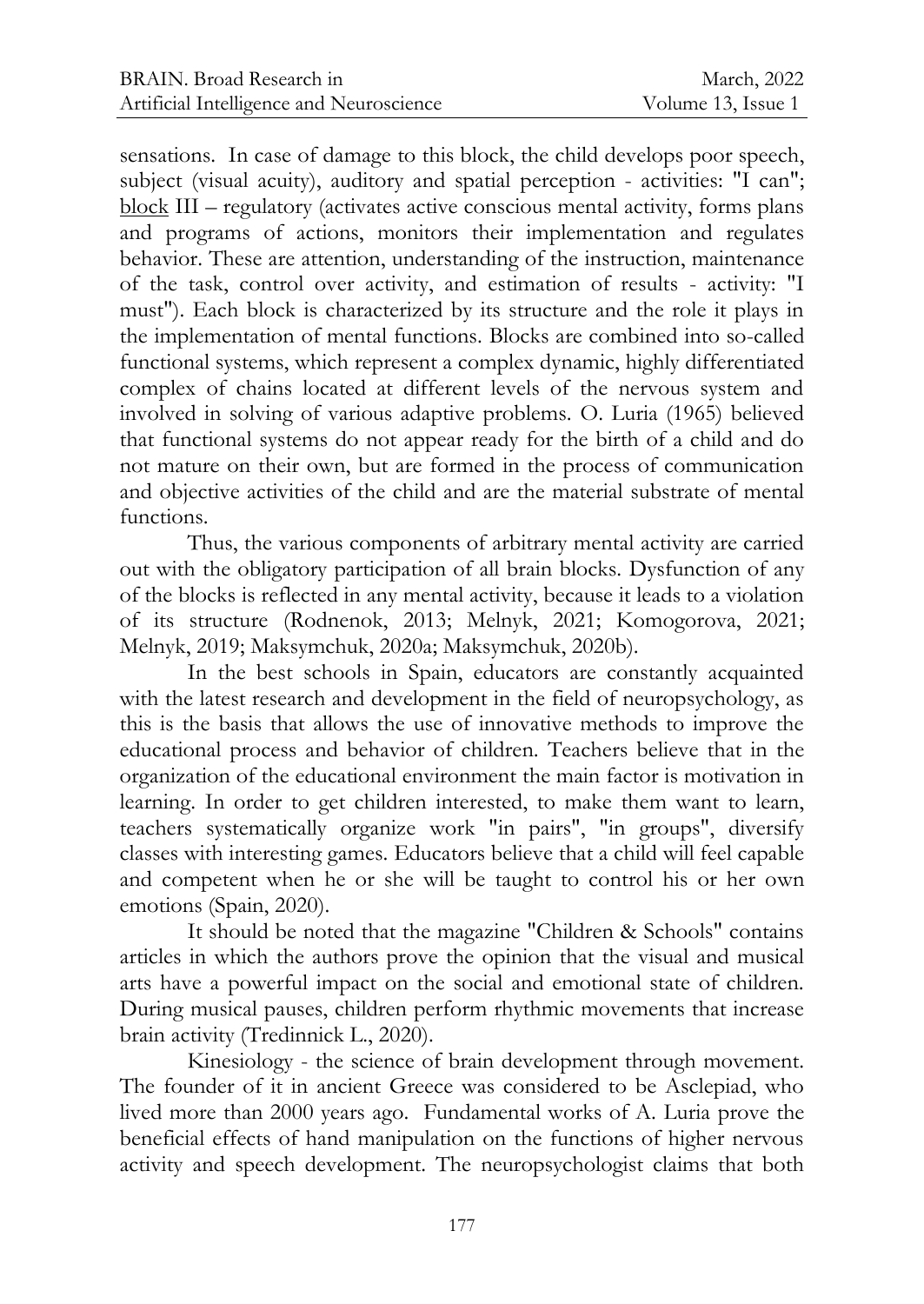sensations. In case of damage to this block, the child develops poor speech, subject (visual acuity), auditory and spatial perception - activities: "I can"; block III – regulatory (activates active conscious mental activity, forms plans and programs of actions, monitors their implementation and regulates behavior. These are attention, understanding of the instruction, maintenance of the task, control over activity, and estimation of results - activity: "I must"). Each block is characterized by its structure and the role it plays in the implementation of mental functions. Blocks are combined into so-called functional systems, which represent a complex dynamic, highly differentiated complex of chains located at different levels of the nervous system and involved in solving of various adaptive problems. O. Luria (1965) believed that functional systems do not appear ready for the birth of a child and do not mature on their own, but are formed in the process of communication and objective activities of the child and are the material substrate of mental functions.

Thus, the various components of arbitrary mental activity are carried out with the obligatory participation of all brain blocks. Dysfunction of any of the blocks is reflected in any mental activity, because it leads to a violation of its structure (Rodnenok, 2013; Melnyk, 2021; Komogorova, 2021; Melnyk, 2019; Maksymchuk, 2020a; Maksymchuk, 2020b).

In the best schools in Spain, educators are constantly acquainted with the latest research and development in the field of neuropsychology, as this is the basis that allows the use of innovative methods to improve the educational process and behavior of children. Teachers believe that in the organization of the educational environment the main factor is motivation in learning. In order to get children interested, to make them want to learn, teachers systematically organize work "in pairs", "in groups", diversify classes with interesting games. Educators believe that a child will feel capable and competent when he or she will be taught to control his or her own emotions (Spain, 2020).

It should be noted that the magazine "Children & Schools" contains articles in which the authors prove the opinion that the visual and musical arts have a powerful impact on the social and emotional state of children. During musical pauses, children perform rhythmic movements that increase brain activity (Tredinnick L., 2020).

Kinesiology - the science of brain development through movement. The founder of it in ancient Greece was considered to be Asclepiad, who lived more than 2000 years ago. Fundamental works of A. Luria prove the beneficial effects of hand manipulation on the functions of higher nervous activity and speech development. The neuropsychologist claims that both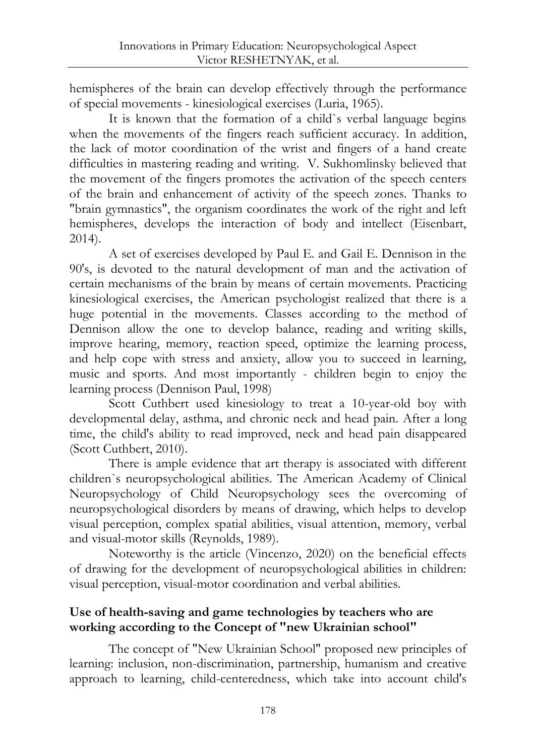hemispheres of the brain can develop effectively through the performance of special movements - kinesiological exercises (Luria, 1965).

It is known that the formation of a child`s verbal language begins when the movements of the fingers reach sufficient accuracy. In addition, the lack of motor coordination of the wrist and fingers of a hand create difficulties in mastering reading and writing. V. Sukhomlinsky believed that the movement of the fingers promotes the activation of the speech centers of the brain and enhancement of activity of the speech zones. Thanks to "brain gymnastics", the organism coordinates the work of the right and left hemispheres, develops the interaction of body and intellect (Eisenbart, 2014).

A set of exercises developed by Paul E. and Gail E. Dennison in the 90's, is devoted to the natural development of man and the activation of certain mechanisms of the brain by means of certain movements. Practicing kinesiological exercises, the American psychologist realized that there is a huge potential in the movements. Classes according to the method of Dennison allow the one to develop balance, reading and writing skills, improve hearing, memory, reaction speed, optimize the learning process, and help cope with stress and anxiety, allow you to succeed in learning, music and sports. And most importantly - children begin to enjoy the learning process (Dennison Paul, 1998)

Scott Cuthbert used kinesiology to treat a 10-year-old boy with developmental delay, asthma, and chronic neck and head pain. After a long time, the child's ability to read improved, neck and head pain disappeared (Scott Cuthbert, 2010).

There is ample evidence that art therapy is associated with different children`s neuropsychological abilities. The American Academy of Clinical Neuropsychology of Child Neuropsychology sees the overcoming of neuropsychological disorders by means of drawing, which helps to develop visual perception, complex spatial abilities, visual attention, memory, verbal and visual-motor skills (Reynolds, 1989).

Noteworthy is the article (Vincenzo, 2020) on the beneficial effects of drawing for the development of neuropsychological abilities in children: visual perception, visual-motor coordination and verbal abilities.

## Use of health-saving and game technologies by teachers who are working according to the Concept of "new Ukrainian school"

The concept of "New Ukrainian School" proposed new principles of learning: inclusion, non-discrimination, partnership, humanism and creative approach to learning, child-centeredness, which take into account child's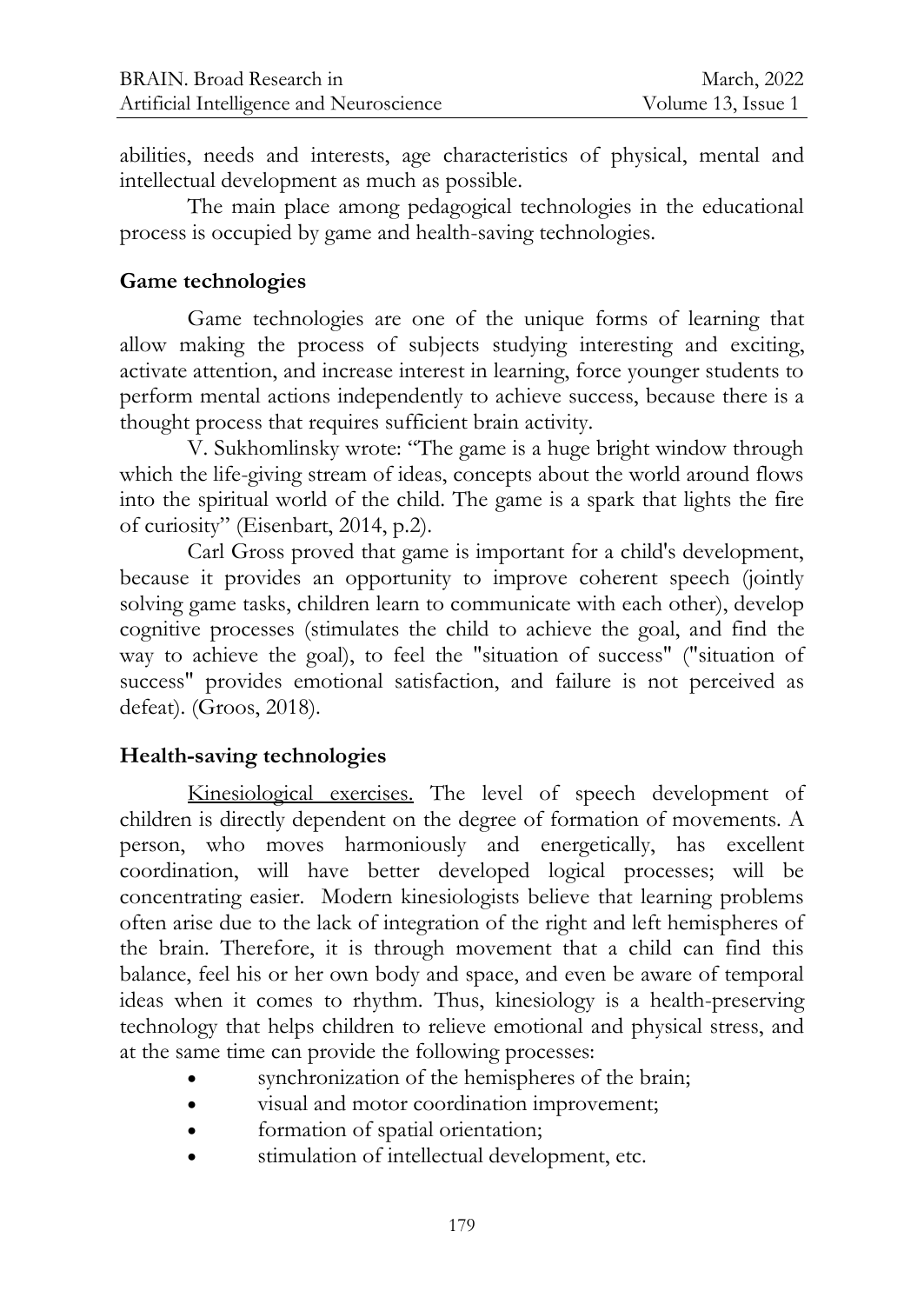abilities, needs and interests, age characteristics of physical, mental and intellectual development as much as possible.

The main place among pedagogical technologies in the educational process is occupied by game and health-saving technologies.

## Game technologies

Game technologies are one of the unique forms of learning that allow making the process of subjects studying interesting and exciting, activate attention, and increase interest in learning, force younger students to perform mental actions independently to achieve success, because there is a thought process that requires sufficient brain activity.

V. Sukhomlinsky wrote: "The game is a huge bright window through which the life-giving stream of ideas, concepts about the world around flows into the spiritual world of the child. The game is a spark that lights the fire of curiosity" (Eisenbart, 2014, p.2).

Carl Gross proved that game is important for a child's development, because it provides an opportunity to improve coherent speech (jointly solving game tasks, children learn to communicate with each other), develop cognitive processes (stimulates the child to achieve the goal, and find the way to achieve the goal), to feel the "situation of success" ("situation of success" provides emotional satisfaction, and failure is not perceived as defeat). (Groos, 2018).

## Health-saving technologies

<u>Kinesiological exercises.</u> The level of speech development of children is directly dependent on the degree of formation of movements. A person, who moves harmoniously and energetically, has excellent coordination, will have better developed logical processes; will be concentrating easier. Modern kinesiologists believe that learning problems often arise due to the lack of integration of the right and left hemispheres of the brain. Therefore, it is through movement that a child can find this balance, feel his or her own body and space, and even be aware of temporal ideas when it comes to rhythm. Thus, kinesiology is a health-preserving technology that helps children to relieve emotional and physical stress, and at the same time can provide the following processes:

- synchronization of the hemispheres of the brain;
- visual and motor coordination improvement;
- formation of spatial orientation;
- stimulation of intellectual development, etc.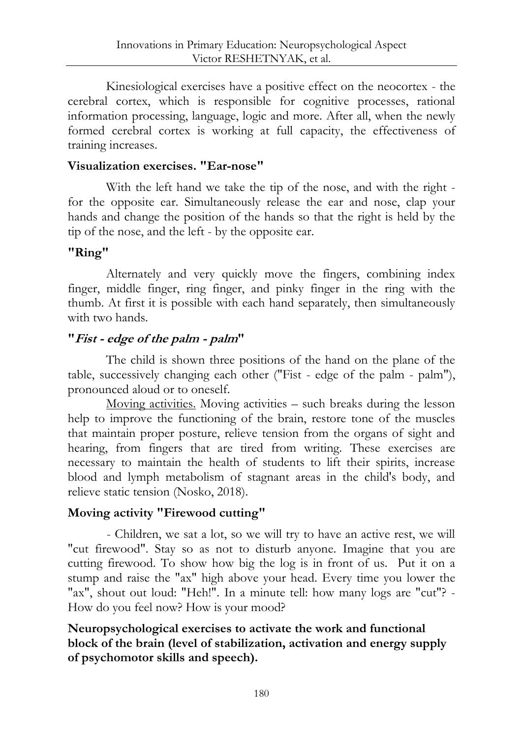Kinesiological exercises have a positive effect on the neocortex - the cerebral cortex, which is responsible for cognitive processes, rational information processing, language, logic and more. After all, when the newly formed cerebral cortex is working at full capacity, the effectiveness of training increases.

**Visualization exercises. "Ear-nose"**

With the left hand we take the tip of the nose, and with the right - for the opposite ear. Simultaneously release the ear and nose, clap your hands and change the position of the hands so that the right is held by the tip of the nose, and the left - by the opposite ear.

**"Ring"**

Alternately and very quickly move the fingers, combining index finger, middle finger, ring finger, and pinky finger in the ring with the thumb. At first it is possible with each hand separately, then simultaneously with two hands.

**"*Fist - edge of the palm - palm*"**

The child is shown three positions of the hand on the plane of the table, successively changing each other ("Fist - edge of the palm - palm"), pronounced aloud or to oneself.

Moving activities. Moving activities – such breaks during the lesson help to improve the functioning of the brain, restore tone of the muscles that maintain proper posture, relieve tension from the organs of sight and hearing, from fingers that are tired from writing. These exercises are necessary to maintain the health of students to lift their spirits, increase blood and lymph metabolism of stagnant areas in the child's body, and relieve static tension (Nosko, 2018).

**Moving activity "Firewood cutting"**

- Children, we sat a lot, so we will try to have an active rest, we will "cut firewood". Stay so as not to disturb anyone. Imagine that you are cutting firewood. To show how big the log is in front of us. Put it on a stump and raise the "ax" high above your head. Every time you lower the "ax", shout out loud: "Heh!". In a minute tell: how many logs are "cut"? - How do you feel now? How is your mood?

**Neuropsychological exercises to activate the work and functional block of the brain (level of stabilization, activation and energy supply of psychomotor skills and speech).**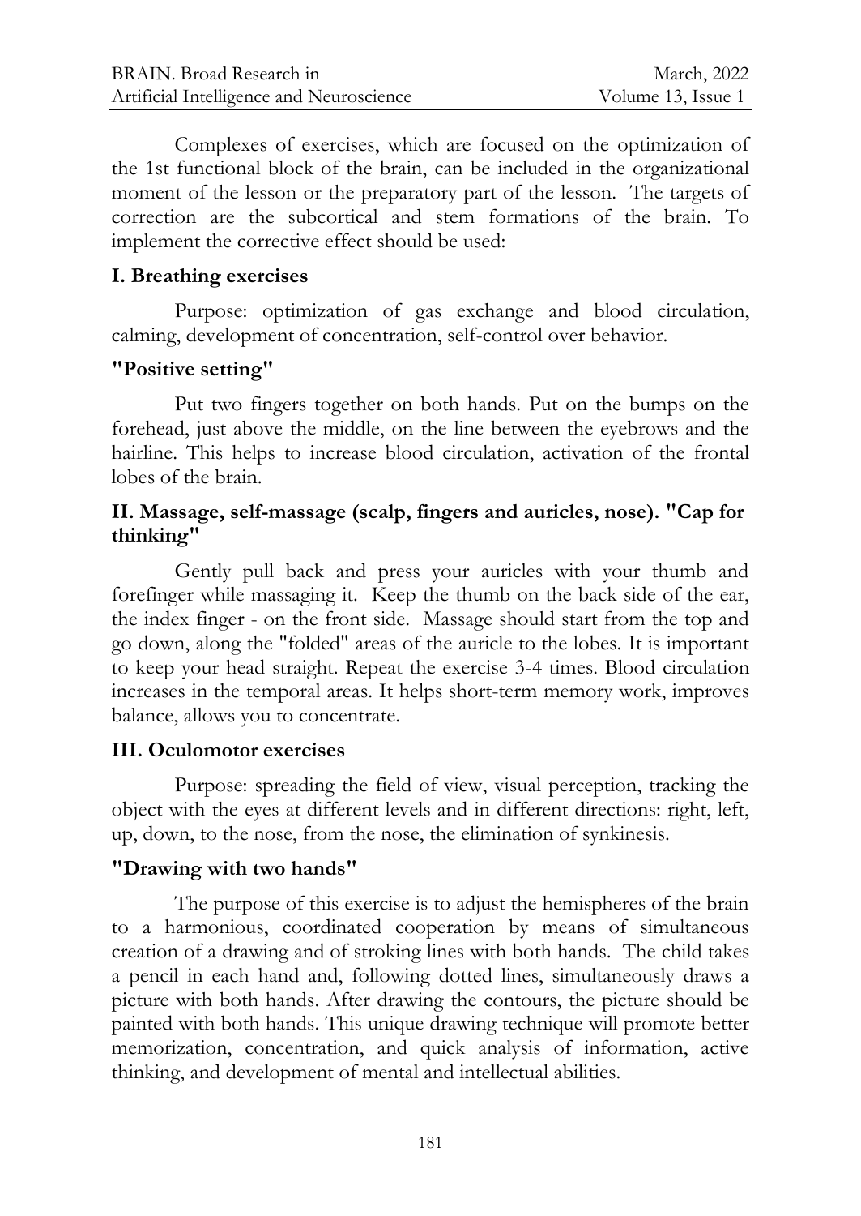Complexes of exercises, which are focused on the optimization of the 1st functional block of the brain, can be included in the organizational moment of the lesson or the preparatory part of the lesson. The targets of correction are the subcortical and stem formations of the brain. To implement the corrective effect should be used:

**I. Breathing exercises**

Purpose: optimization of gas exchange and blood circulation, calming, development of concentration, self-control over behavior.

**"Positive setting"**

Put two fingers together on both hands. Put on the bumps on the forehead, just above the middle, on the line between the eyebrows and the hairline. This helps to increase blood circulation, activation of the frontal lobes of the brain.

**II. Massage, self-massage (scalp, fingers and auricles, nose). "Cap for thinking"**

Gently pull back and press your auricles with your thumb and forefinger while massaging it. Keep the thumb on the back side of the ear, the index finger - on the front side. Massage should start from the top and go down, along the "folded" areas of the auricle to the lobes. It is important to keep your head straight. Repeat the exercise 3-4 times. Blood circulation increases in the temporal areas. It helps short-term memory work, improves balance, allows you to concentrate.

**III. Oculomotor exercises**

Purpose: spreading the field of view, visual perception, tracking the object with the eyes at different levels and in different directions: right, left, up, down, to the nose, from the nose, the elimination of synkinesis.

**"Drawing with two hands"**

The purpose of this exercise is to adjust the hemispheres of the brain to a harmonious, coordinated cooperation by means of simultaneous creation of a drawing and of stroking lines with both hands. The child takes a pencil in each hand and, following dotted lines, simultaneously draws a picture with both hands. After drawing the contours, the picture should be painted with both hands. This unique drawing technique will promote better memorization, concentration, and quick analysis of information, active thinking, and development of mental and intellectual abilities.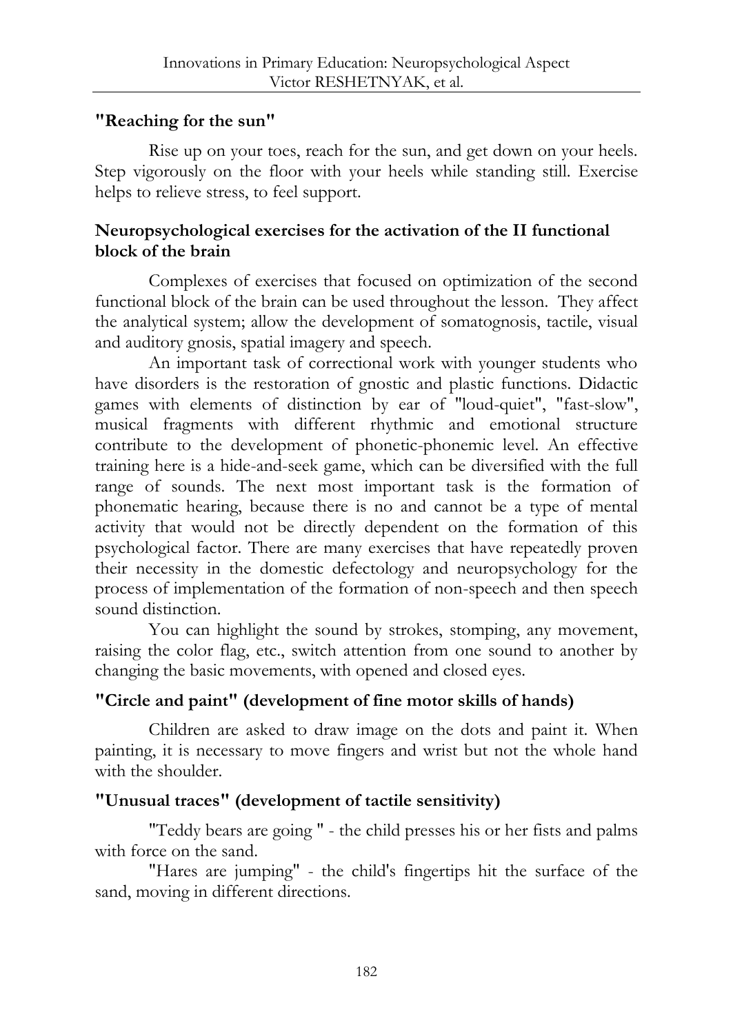**"Reaching for the sun"**

Rise up on your toes, reach for the sun, and get down on your heels. Step vigorously on the floor with your heels while standing still. Exercise helps to relieve stress, to feel support.

**Neuropsychological exercises for the activation of the II functional block of the brain**

Complexes of exercises that focused on optimization of the second functional block of the brain can be used throughout the lesson. They affect the analytical system; allow the development of somatognosis, tactile, visual and auditory gnosis, spatial imagery and speech.

An important task of correctional work with younger students who have disorders is the restoration of gnostic and plastic functions. Didactic games with elements of distinction by ear of "loud-quiet", "fast-slow", musical fragments with different rhythmic and emotional structure contribute to the development of phonetic-phonemic level. An effective training here is a hide-and-seek game, which can be diversified with the full range of sounds. The next most important task is the formation of phonematic hearing, because there is no and cannot be a type of mental activity that would not be directly dependent on the formation of this psychological factor. There are many exercises that have repeatedly proven their necessity in the domestic defectology and neuropsychology for the process of implementation of the formation of non-speech and then speech sound distinction.

You can highlight the sound by strokes, stomping, any movement, raising the color flag, etc., switch attention from one sound to another by changing the basic movements, with opened and closed eyes.

**"Circle and paint" (development of fine motor skills of hands)**

Children are asked to draw image on the dots and paint it. When painting, it is necessary to move fingers and wrist but not the whole hand with the shoulder.

**"Unusual traces" (development of tactile sensitivity)**

"Teddy bears are going " - the child presses his or her fists and palms with force on the sand.

"Hares are jumping" - the child's fingertips hit the surface of the sand, moving in different directions.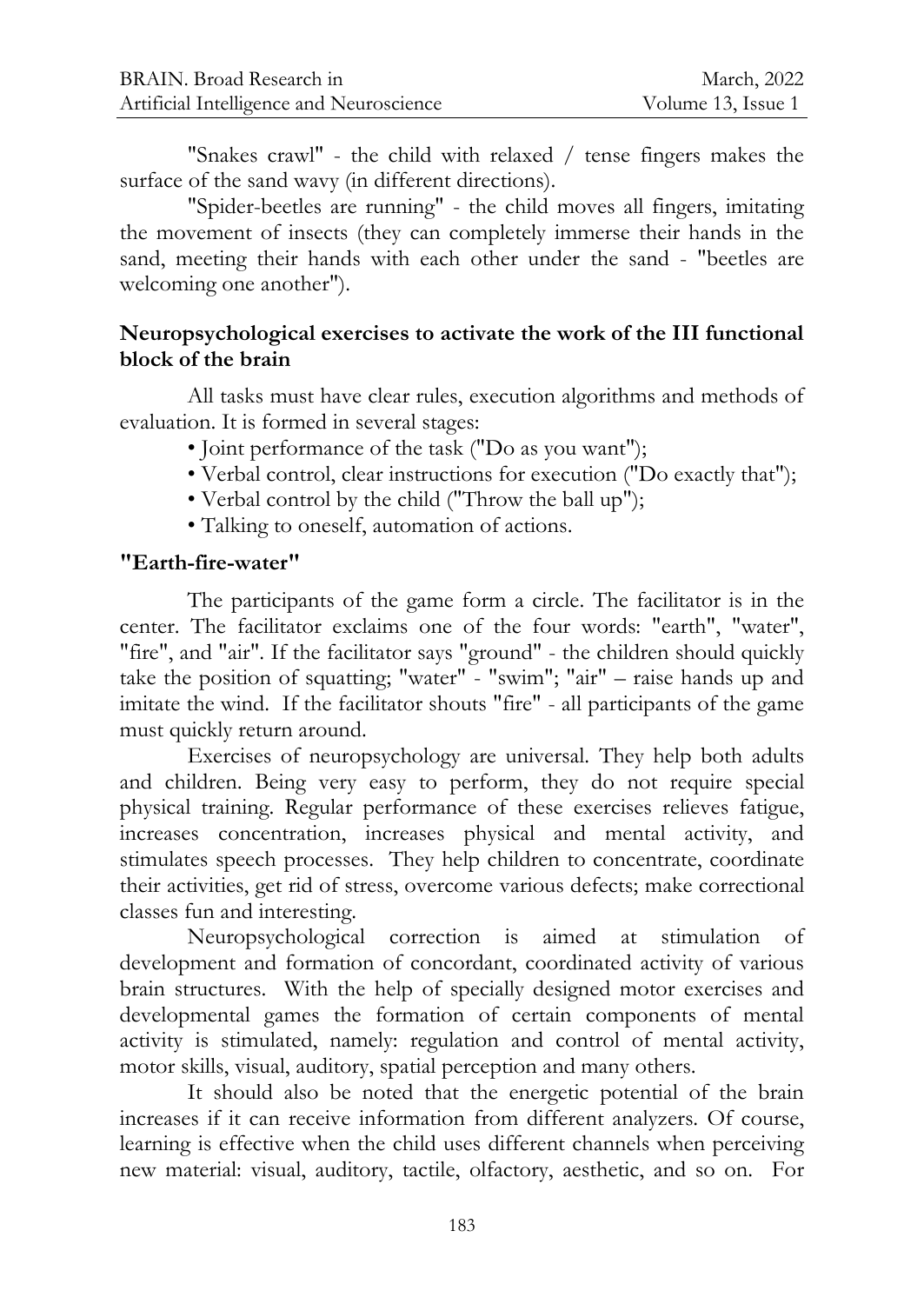"Snakes crawl" - the child with relaxed / tense fingers makes the surface of the sand wavy (in different directions).

"Spider-beetles are running" - the child moves all fingers, imitating the movement of insects (they can completely immerse their hands in the sand, meeting their hands with each other under the sand - "beetles are welcoming one another").

### Neuropsychological exercises to activate the work of the III functional block of the brain

All tasks must have clear rules, execution algorithms and methods of evaluation. It is formed in several stages:

- Joint performance of the task ("Do as you want");
- Verbal control, clear instructions for execution ("Do exactly that");
- Verbal control by the child ("Throw the ball up");
- Talking to oneself, automation of actions.

### "Earth-fire-water"

The participants of the game form a circle. The facilitator is in the center. The facilitator exclaims one of the four words: "earth", "water", "fire", and "air". If the facilitator says "ground" - the children should quickly take the position of squatting; "water" - "swim"; "air" – raise hands up and imitate the wind. If the facilitator shouts "fire" - all participants of the game must quickly return around.

Exercises of neuropsychology are universal. They help both adults and children. Being very easy to perform, they do not require special physical training. Regular performance of these exercises relieves fatigue, increases concentration, increases physical and mental activity, and stimulates speech processes. They help children to concentrate, coordinate their activities, get rid of stress, overcome various defects; make correctional classes fun and interesting.

Neuropsychological correction is aimed at stimulation of development and formation of concordant, coordinated activity of various brain structures. With the help of specially designed motor exercises and developmental games the formation of certain components of mental activity is stimulated, namely: regulation and control of mental activity, motor skills, visual, auditory, spatial perception and many others.

It should also be noted that the energetic potential of the brain increases if it can receive information from different analyzers. Of course, learning is effective when the child uses different channels when perceiving new material: visual, auditory, tactile, olfactory, aesthetic, and so on. For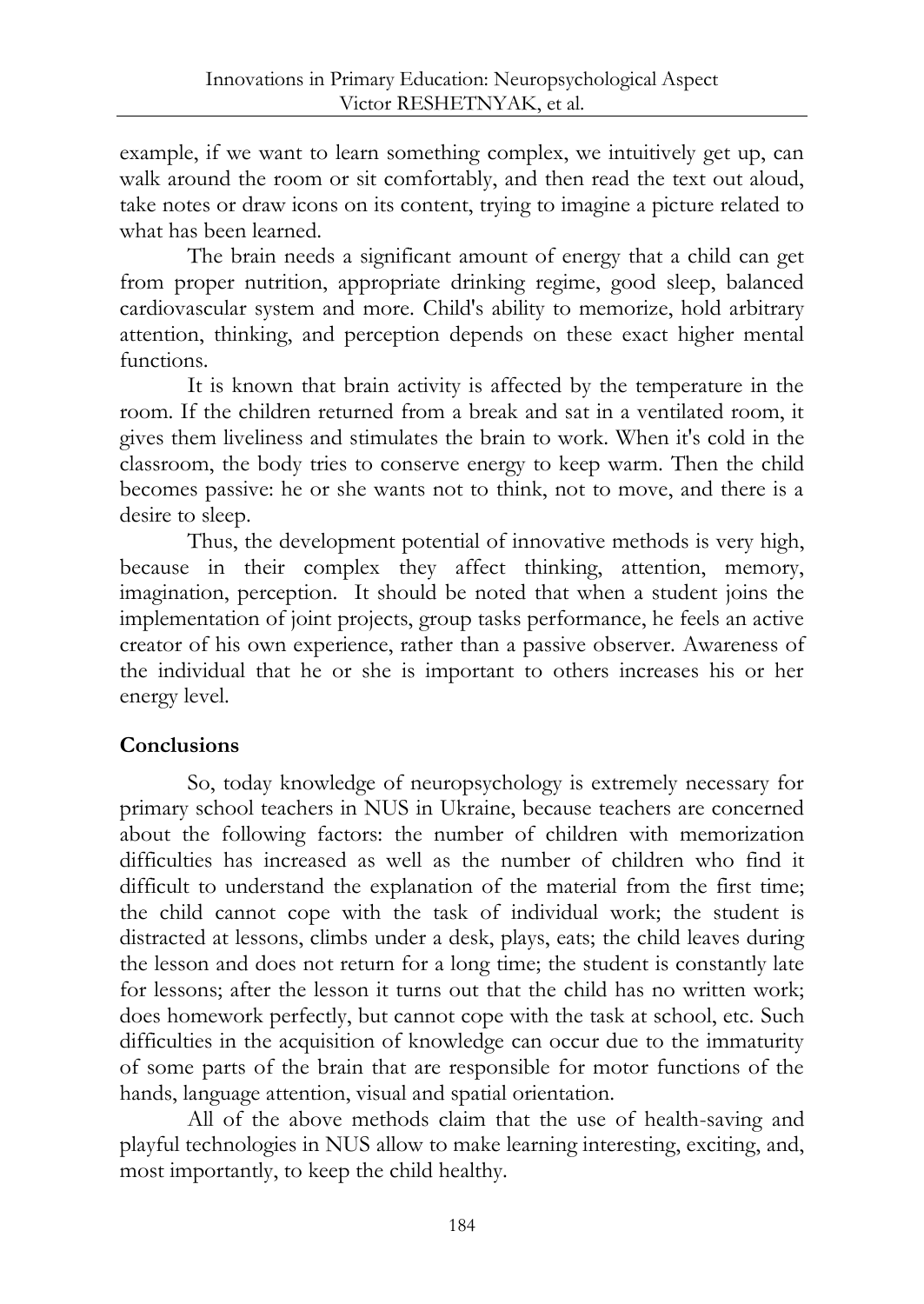example, if we want to learn something complex, we intuitively get up, can walk around the room or sit comfortably, and then read the text out aloud, take notes or draw icons on its content, trying to imagine a picture related to what has been learned.

The brain needs a significant amount of energy that a child can get from proper nutrition, appropriate drinking regime, good sleep, balanced cardiovascular system and more. Child's ability to memorize, hold arbitrary attention, thinking, and perception depends on these exact higher mental functions.

It is known that brain activity is affected by the temperature in the room. If the children returned from a break and sat in a ventilated room, it gives them liveliness and stimulates the brain to work. When it's cold in the classroom, the body tries to conserve energy to keep warm. Then the child becomes passive: he or she wants not to think, not to move, and there is a desire to sleep.

Thus, the development potential of innovative methods is very high, because in their complex they affect thinking, attention, memory, imagination, perception. It should be noted that when a student joins the implementation of joint projects, group tasks performance, he feels an active creator of his own experience, rather than a passive observer. Awareness of the individual that he or she is important to others increases his or her energy level.

## Conclusions

So, today knowledge of neuropsychology is extremely necessary for primary school teachers in NUS in Ukraine, because teachers are concerned about the following factors: the number of children with memorization difficulties has increased as well as the number of children who find it difficult to understand the explanation of the material from the first time; the child cannot cope with the task of individual work; the student is distracted at lessons, climbs under a desk, plays, eats; the child leaves during the lesson and does not return for a long time; the student is constantly late for lessons; after the lesson it turns out that the child has no written work; does homework perfectly, but cannot cope with the task at school, etc. Such difficulties in the acquisition of knowledge can occur due to the immaturity of some parts of the brain that are responsible for motor functions of the hands, language attention, visual and spatial orientation.

All of the above methods claim that the use of health-saving and playful technologies in NUS allow to make learning interesting, exciting, and, most importantly, to keep the child healthy.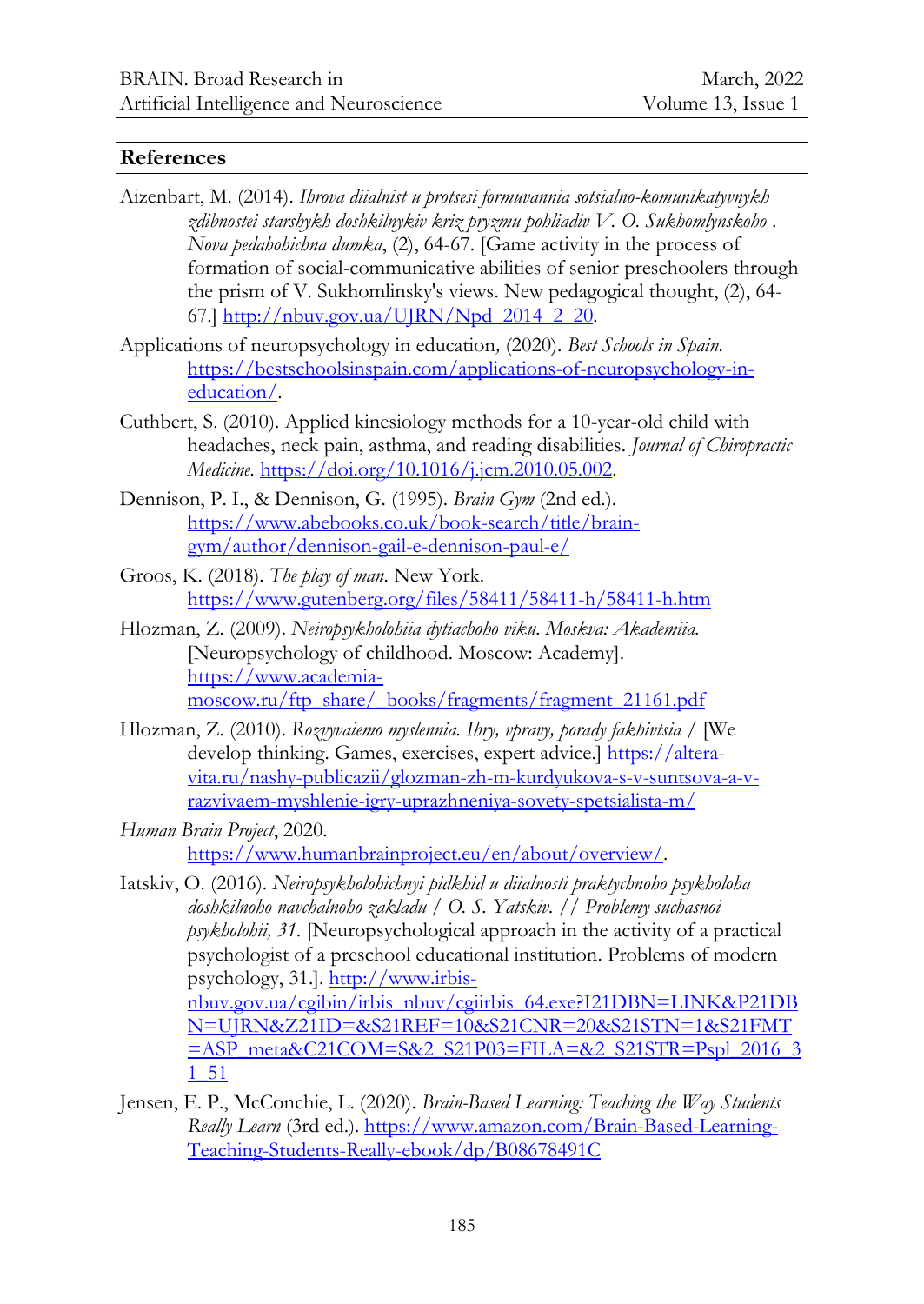## References

Aizenbart, M. (2014). *Ihrova diialnist u protsesi formuvannia sotsialno-komunikatyvnykh zdibnostei starshykh doshkilnykiv kriz pryzmu pohliadiv V. O. Sukhomlynskoho . Nova pedahohichna dumka*, (2), 64-67. [Game activity in the process of formation of social-communicative abilities of senior preschoolers through the prism of V. Sukhomlinsky's views. New pedagogical thought, (2), 64-67.] http://nbuv.gov.ua/UJRN/Npd_2014_2_20.

Applications of neuropsychology in education*,* (2020). *Best Schools in Spain.* https://bestschoolsinspain.com/applications-of-neuropsychology-in-education/.

Cuthbert, S. (2010). Applied kinesiology methods for a 10-year-old child with headaches, neck pain, asthma, and reading disabilities. *Journal of Chiropractic Medicine.* https://doi.org/10.1016/j.jcm.2010.05.002.

Dennison, P. I., & Dennison, G. (1995). *Brain Gym* (2nd ed.). https://www.abebooks.co.uk/book-search/title/brain-gym/author/dennison-gail-e-dennison-paul-e/

Groos, K. (2018). *The play of man*. New York. https://www.gutenberg.org/files/58411/58411-h/58411-h.htm

Hlozman, Z. (2009). *Neiropsykholohiia dytiachoho viku*. *Moskva: Akademiia.* [Neuropsychology of childhood. Moscow: Academy]. https://www.academia-moscow.ru/ftp_share/_books/fragments/fragment_21161.pdf

Hlozman, Z. (2010). *Rozvyvaiemo myslennia. Ihry, vpravy, porady fakhivtsia* / [We develop thinking. Games, exercises, expert advice.] https://altera-vita.ru/nashy-publicazii/glozman-zh-m-kurdyukova-s-v-suntsova-a-v-razvivaem-myshlenie-igry-uprazhneniya-sovety-spetsialista-m/

*Human Brain Project*, 2020. https://www.humanbrainproject.eu/en/about/overview/.

Iatskiv, O. (2016). *Neiropsykholohichnyi pidkhid u diialnosti praktychnoho psykholoha doshkilnoho navchalnoho zakladu / O. S. Yatskiv. // Problemy suchasnoi psykholohii, 31.* [Neuropsychological approach in the activity of a practical psychologist of a preschool educational institution. Problems of modern psychology, 31.]. http://www.irbis-nbuv.gov.ua/cgibin/irbis_nbuv/cgiirbis_64.exe?I21DBN=LINK&P21DBN=UJRN&Z21ID=&S21REF=10&S21CNR=20&S21STN=1&S21FMT=ASP_meta&C21COM=S&2_S21P03=FILA=&2_S21STR=Pspl_2016_31_51

Jensen, E. P., McConchie, L. (2020). *Brain-Based Learning: Teaching the Way Students Really Learn* (3rd ed.). https://www.amazon.com/Brain-Based-Learning-Teaching-Students-Really-ebook/dp/B08678491C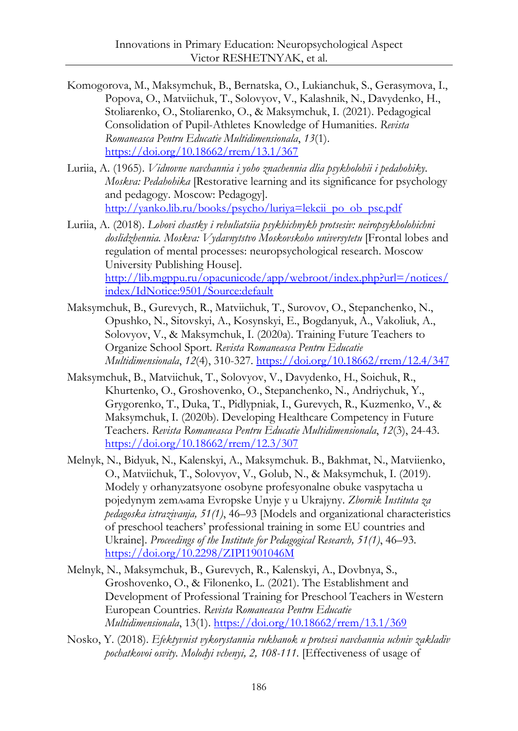Komogorova, M., Maksymchuk, B., Bernatska, O., Lukianchuk, S., Gerasymova, I., Popova, O., Matviichuk, T., Solovyov, V., Kalashnik, N., Davydenko, H., Stoliarenko, O., Stoliarenko, O., & Maksymchuk, I. (2021). Pedagogical Consolidation of Pupil-Athletes Knowledge of Humanities. *Revista Romaneasca Pentru Educatie Multidimensionala*, *13*(1). https://doi.org/10.18662/rrem/13.1/367

Luriia, A. (1965). *Vidnovne navchannia i yoho znachennia dlia psykholohii i pedahohiky. Moskva: Pedahohika* [Restorative learning and its significance for psychology and pedagogy. Moscow: Pedagogy]. http://yanko.lib.ru/books/psycho/luriya=lekcii_po_ob_psc.pdf

Luriia, A. (2018). *Lobovi chastky i rehuliatsiia psykhichnykh protsesiv: neiropsykholohichni doslidzhennia. Moskva: Vydavnytstvo Moskovskoho universytetu* [Frontal lobes and regulation of mental processes: neuropsychological research. Moscow University Publishing House]. http://lib.mgppu.ru/opacunicode/app/webroot/index.php?url=/notices/index/IdNotice:9501/Source:default

Maksymchuk, B., Gurevych, R., Matviichuk, T., Surovov, O., Stepanchenko, N., Opushko, N., Sitovskyi, A., Kosynskyi, E., Bogdanyuk, A., Vakoliuk, A., Solovyov, V., & Maksymchuk, I. (2020a). Training Future Teachers to Organize School Sport. *Revista Romaneasca Pentru Educatie Multidimensionala*, *12*(4), 310-327. https://doi.org/10.18662/rrem/12.4/347

Maksymchuk, B., Matviichuk, T., Solovyov, V., Davydenko, H., Soichuk, R., Khurtenko, O., Groshovenko, O., Stepanchenko, N., Andriychuk, Y., Grygorenko, T., Duka, T., Pidlypniak, I., Gurevych, R., Kuzmenko, V., & Maksymchuk, I. (2020b). Developing Healthcare Competency in Future Teachers. *Revista Romaneasca Pentru Educatie Multidimensionala*, *12*(3), 24-43. https://doi.org/10.18662/rrem/12.3/307

Melnyk, N., Bidyuk, N., Kalenskyi, A., Maksymchuk. B., Bakhmat, N., Matviienko, O., Matviichuk, T., Solovyov, V., Golub, N., & Maksymchuk, I. (2019). Modely y orhanyzatsyone osobyne profesyonalne obuke vaspytacha u pojedynym земљама Evropske Unyje y u Ukrajyny. *Zbornik Instituta za pedagoska istrazivanja, 51(1)*, 46–93 [Models and organizational characteristics of preschool teachers' professional training in some EU countries and Ukraine]. *Proceedings of the Institute for Pedagogical Research, 51(1)*, 46–93. https://doi.org/10.2298/ZIPI1901046M

Melnyk, N., Maksymchuk, B., Gurevych, R., Kalenskyi, A., Dovbnya, S., Groshovenko, O., & Filonenko, L. (2021). The Establishment and Development of Professional Training for Preschool Teachers in Western European Countries. *Revista Romaneasca Pentru Educatie Multidimensionala*, 13(1). https://doi.org/10.18662/rrem/13.1/369

Nosko, Y. (2018). *Efektyvnist vykorystannia rukhanok u protsesi navchannia uchniv zakladiv pochatkovoi osvity. Molodyi vchenyi, 2, 108-111.* [Effectiveness of usage of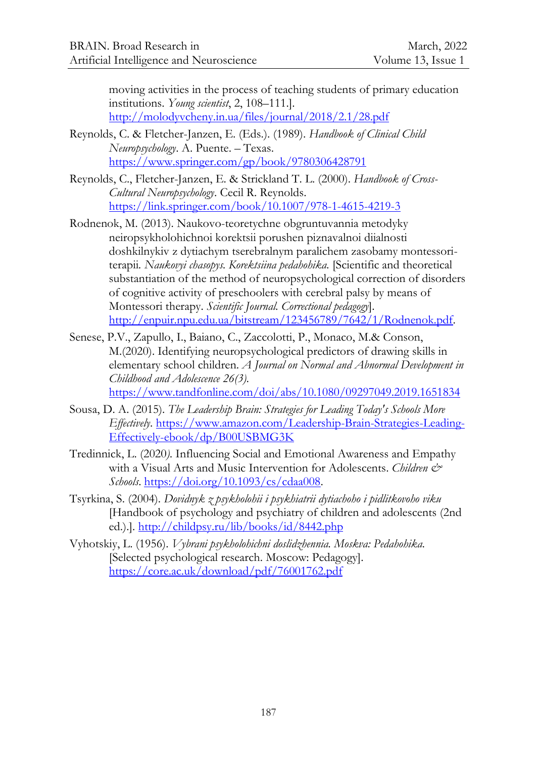moving activities in the process of teaching students of primary education institutions. *Young scientist*, 2, 108–111.]. http://molodyvcheny.in.ua/files/journal/2018/2.1/28.pdf

Reynolds, C. & Fletcher-Janzen, E. (Eds.). (1989). *Handbook of Clinical Child Neuropsychology*. A. Puente. – Texas. https://www.springer.com/gp/book/9780306428791

Reynolds, C., Fletcher-Janzen, E. & Strickland T. L. (2000). *Handbook of Cross-Cultural Neuropsychology*. Cecil R. Reynolds. https://link.springer.com/book/10.1007/978-1-4615-4219-3

Rodnenok, M. (2013). Naukovo-teoretychne obgruntuvannia metodyky neiropsykholohichnoi korektsii porushen piznavalnoi diialnosti doshkilnykiv z dytiachym tserebralnym paralichem zasobamy montessori-terapii. *Naukovyi chasopys. Korektsiina pedahohika.* [Scientific and theoretical substantiation of the method of neuropsychological correction of disorders of cognitive activity of preschoolers with cerebral palsy by means of Montessori therapy. *Scientific Journal. Correctional pedagogy*]. http://enpuir.npu.edu.ua/bitstream/123456789/7642/1/Rodnenok.pdf.

Senese, P.V., Zapullo, I., Baiano, C., Zaccolotti, P., Monaco, M.& Conson, M.(2020). Identifying neuropsychological predictors of drawing skills in elementary school children. *A Journal on Normal and Abnormal Development in Childhood and Adolescence 26(3).* https://www.tandfonline.com/doi/abs/10.1080/09297049.2019.1651834

Sousa, D. A. (2015). *The Leadership Brain: Strategies for Leading Today's Schools More Effectively*. https://www.amazon.com/Leadership-Brain-Strategies-Leading-Effectively-ebook/dp/B00USBMG3K

Tredinnick, L. (2020*)*. Influencing Social and Emotional Awareness and Empathy with a Visual Arts and Music Intervention for Adolescents. *Children & Schools*. https://doi.org/10.1093/cs/cdaa008.

Tsyrkina, S. (2004). *Dovidnyk z psykholohii i psykhiatrii dytiachoho i pidlitkovoho viku* [Handbook of psychology and psychiatry of children and adolescents (2nd ed.).]. http://childpsy.ru/lib/books/id/8442.php

Vyhotskiy, L. (1956). *Vybrani psykholohichni doslidzhennia. Moskva: Pedahohika.* [Selected psychological research. Moscow: Pedagogy]. https://core.ac.uk/download/pdf/76001762.pdf